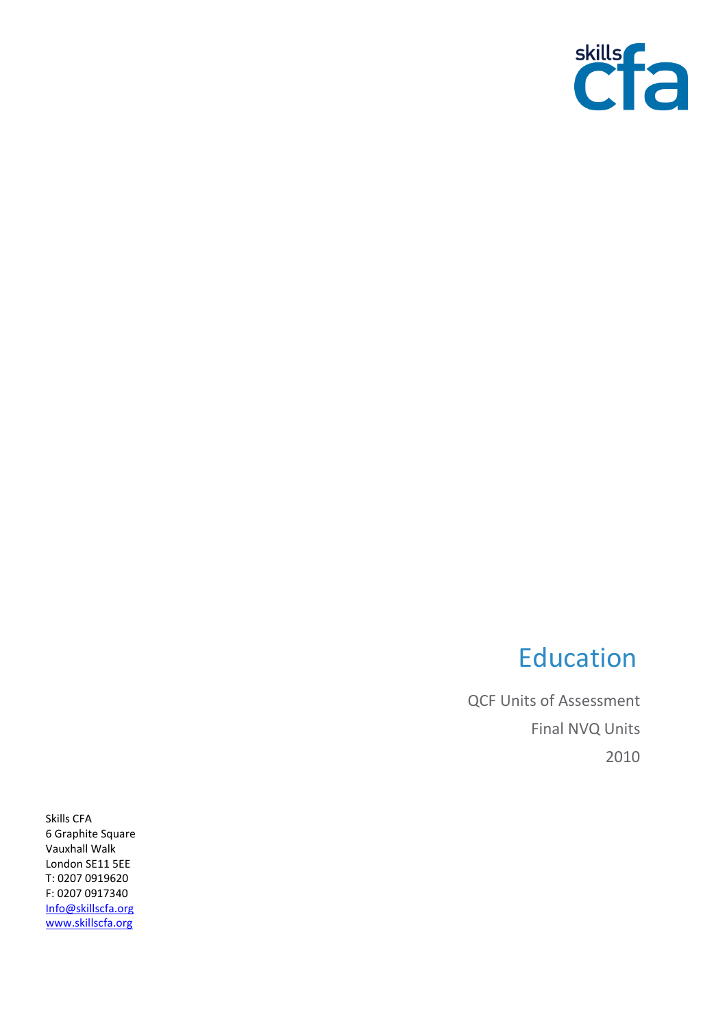skills cfa

# Education

QCF Units of Assessment

Final NVQ Units

2010

Skills CFA
6 Graphite Square
Vauxhall Walk
London SE11 5EE
T: 0207 0919620
F: 0207 0917340
Info@skillscfa.org
www.skillscfa.org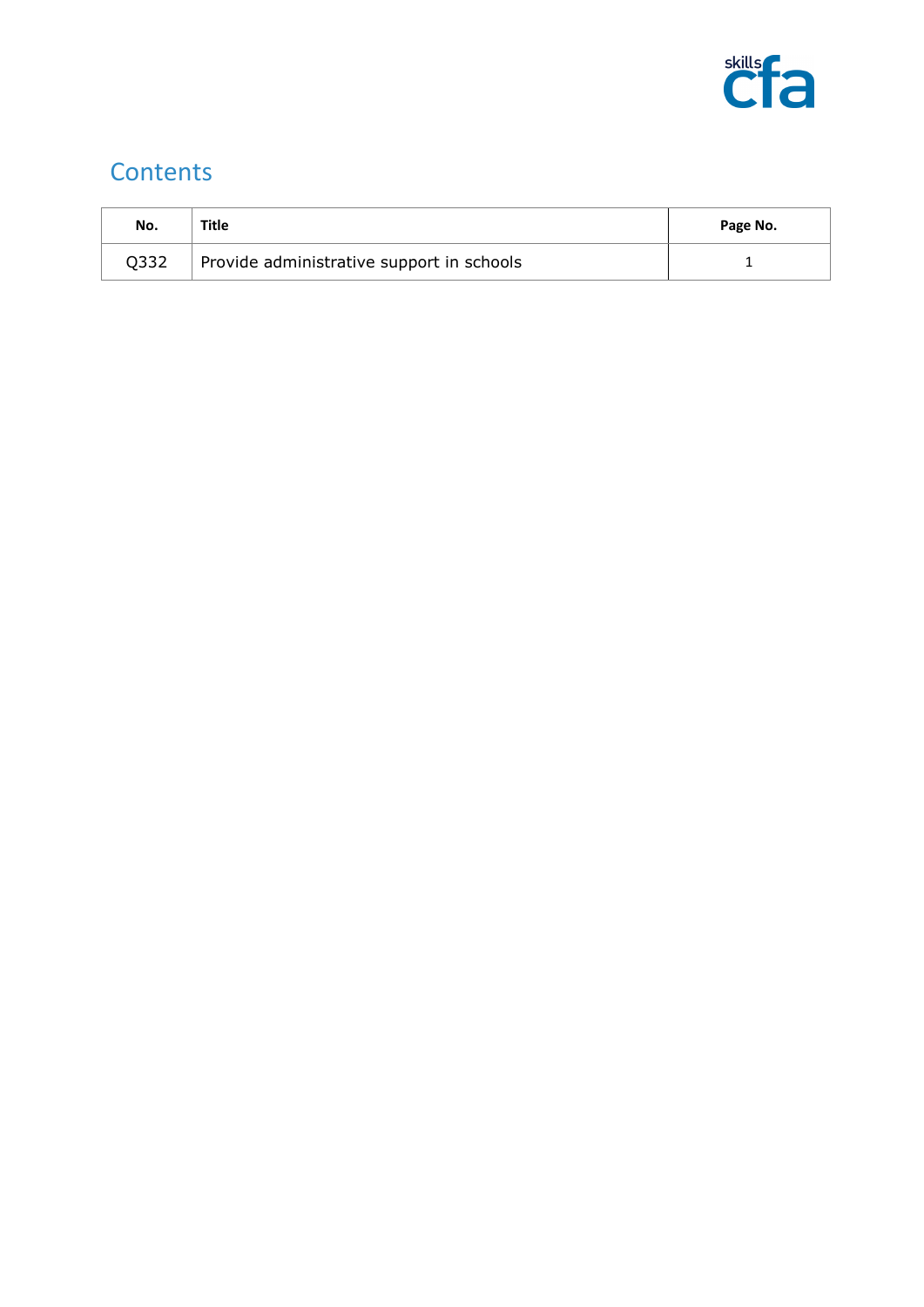## Contents

| No. | Title | Page No. |
|---|---|---|
| Q332 | Provide administrative support in schools | 1 |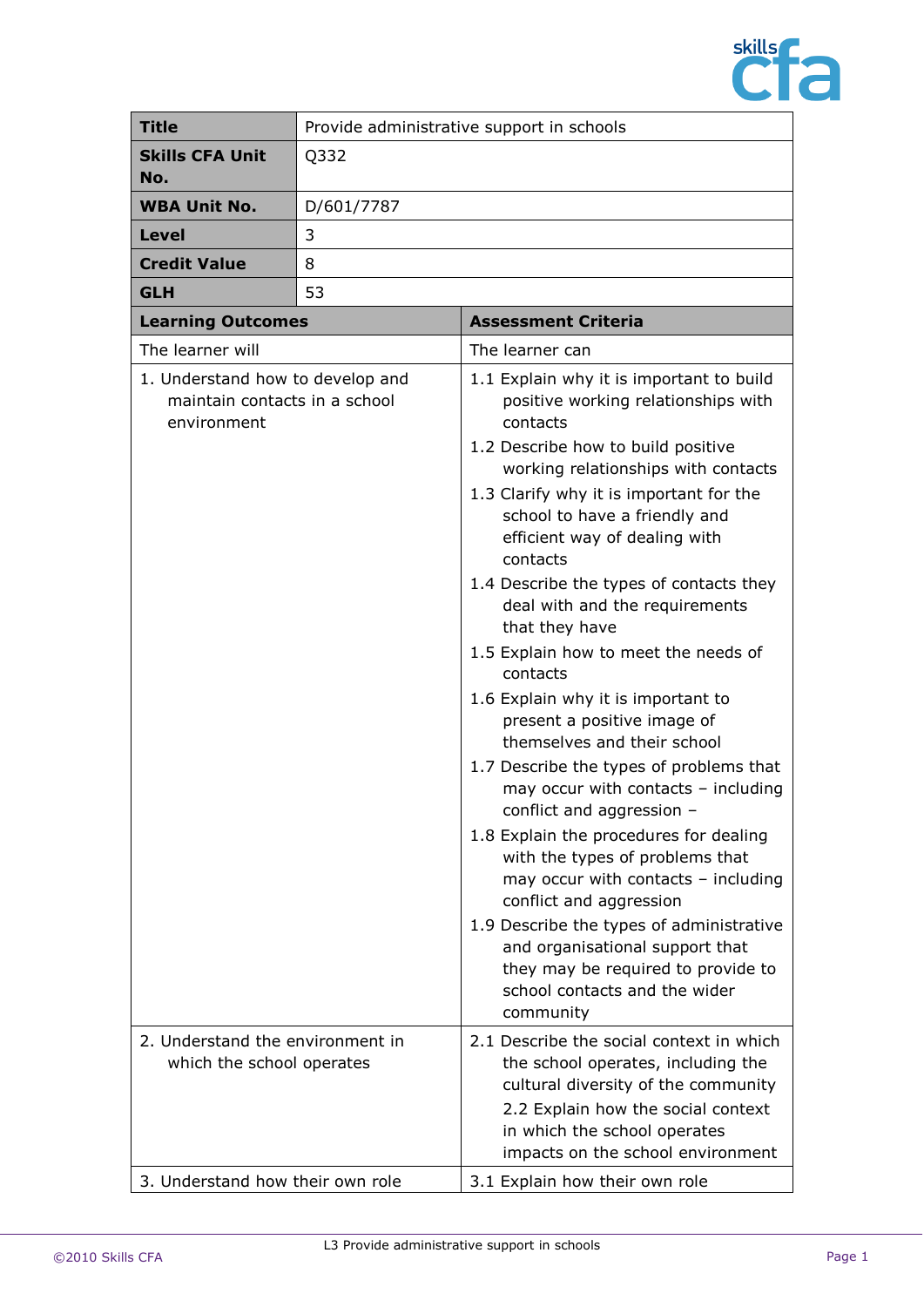| Title | Provide administrative support in schools |
|---|---|
| **Skills CFA Unit No.** | Q332 |
| **WBA Unit No.** | D/601/7787 |
| **Level** | 3 |
| **Credit Value** | 8 |
| **GLH** | 53 |

| **Learning Outcomes** | **Assessment Criteria** |
|---|---|
| The learner will | The learner can |
| 1. Understand how to develop and maintain contacts in a school environment | 1.1 Explain why it is important to build positive working relationships with contacts<br>1.2 Describe how to build positive working relationships with contacts<br>1.3 Clarify why it is important for the school to have a friendly and efficient way of dealing with contacts<br>1.4 Describe the types of contacts they deal with and the requirements that they have<br>1.5 Explain how to meet the needs of contacts<br>1.6 Explain why it is important to present a positive image of themselves and their school<br>1.7 Describe the types of problems that may occur with contacts – including conflict and aggression –<br>1.8 Explain the procedures for dealing with the types of problems that may occur with contacts – including conflict and aggression<br>1.9 Describe the types of administrative and organisational support that they may be required to provide to school contacts and the wider community |
| 2. Understand the environment in which the school operates | 2.1 Describe the social context in which the school operates, including the cultural diversity of the community<br>2.2 Explain how the social context in which the school operates impacts on the school environment |
| 3. Understand how their own role | 3.1 Explain how their own role |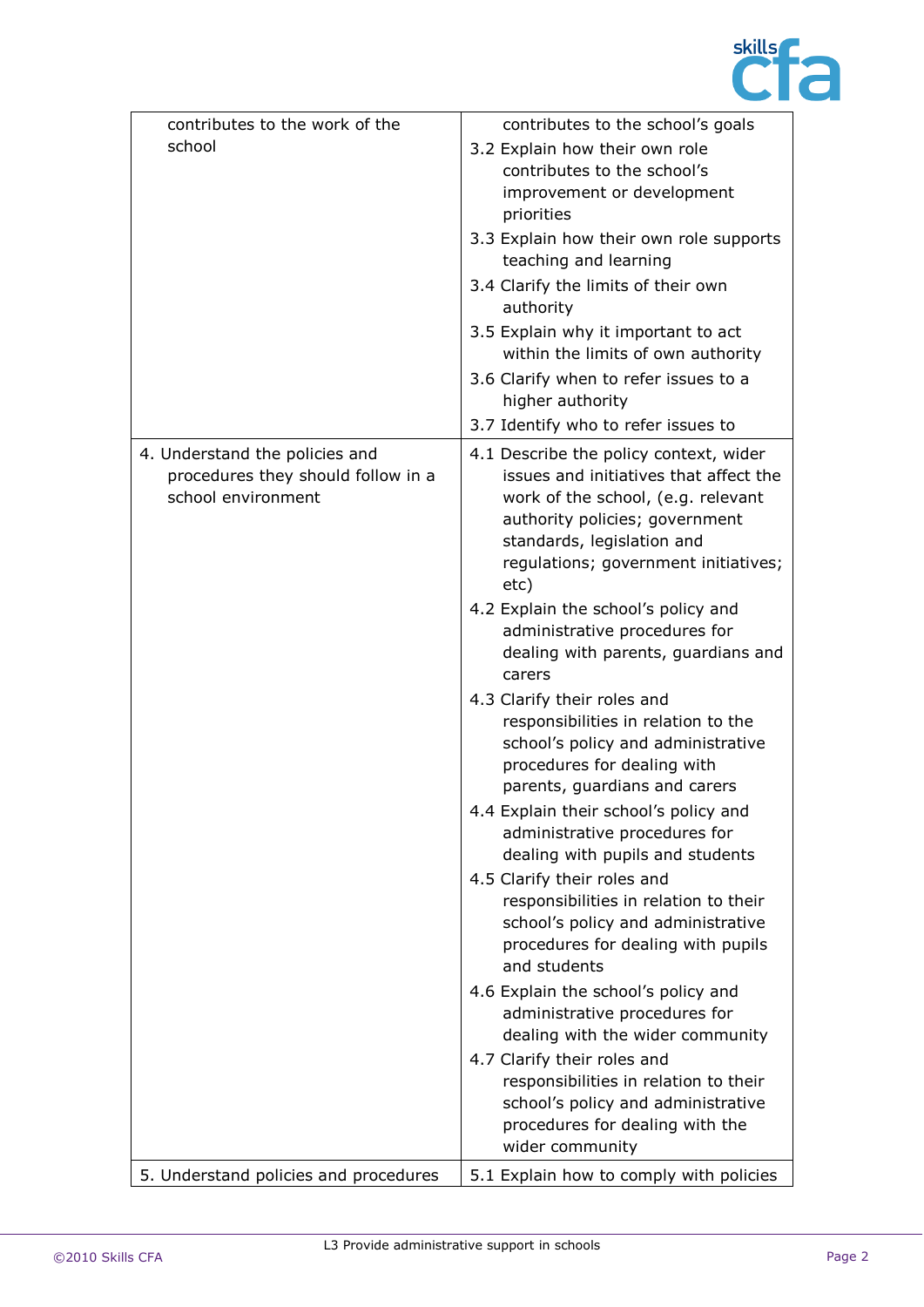| | |
|---|---|
| contributes to the work of the school | contributes to the school's goals<br>3.2 Explain how their own role contributes to the school's improvement or development priorities<br>3.3 Explain how their own role supports teaching and learning<br>3.4 Clarify the limits of their own authority<br>3.5 Explain why it important to act within the limits of own authority<br>3.6 Clarify when to refer issues to a higher authority<br>3.7 Identify who to refer issues to |
| 4. Understand the policies and procedures they should follow in a school environment | 4.1 Describe the policy context, wider issues and initiatives that affect the work of the school, (e.g. relevant authority policies; government standards, legislation and regulations; government initiatives; etc)<br>4.2 Explain the school's policy and administrative procedures for dealing with parents, guardians and carers<br>4.3 Clarify their roles and responsibilities in relation to the school's policy and administrative procedures for dealing with parents, guardians and carers<br>4.4 Explain their school's policy and administrative procedures for dealing with pupils and students<br>4.5 Clarify their roles and responsibilities in relation to their school's policy and administrative procedures for dealing with pupils and students<br>4.6 Explain the school's policy and administrative procedures for dealing with the wider community<br>4.7 Clarify their roles and responsibilities in relation to their school's policy and administrative procedures for dealing with the wider community |
| 5. Understand policies and procedures | 5.1 Explain how to comply with policies |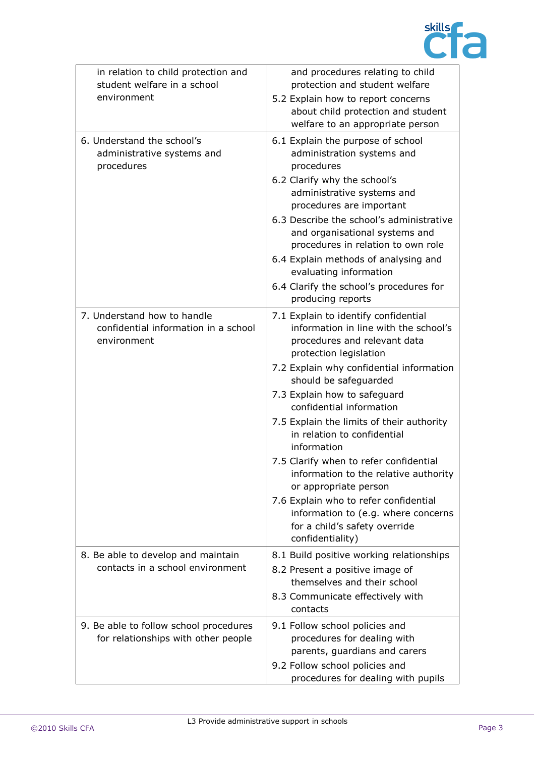| | |
|---|---|
| in relation to child protection and student welfare in a school environment | and procedures relating to child protection and student welfare<br>5.2 Explain how to report concerns about child protection and student welfare to an appropriate person |
| 6. Understand the school's administrative systems and procedures | 6.1 Explain the purpose of school administration systems and procedures<br>6.2 Clarify why the school's administrative systems and procedures are important<br>6.3 Describe the school's administrative and organisational systems and procedures in relation to own role<br>6.4 Explain methods of analysing and evaluating information<br>6.4 Clarify the school's procedures for producing reports |
| 7. Understand how to handle confidential information in a school environment | 7.1 Explain to identify confidential information in line with the school's procedures and relevant data protection legislation<br>7.2 Explain why confidential information should be safeguarded<br>7.3 Explain how to safeguard confidential information<br>7.5 Explain the limits of their authority in relation to confidential information<br>7.5 Clarify when to refer confidential information to the relative authority or appropriate person<br>7.6 Explain who to refer confidential information to (e.g. where concerns for a child's safety override confidentiality) |
| 8. Be able to develop and maintain contacts in a school environment | 8.1 Build positive working relationships<br>8.2 Present a positive image of themselves and their school<br>8.3 Communicate effectively with contacts |
| 9. Be able to follow school procedures for relationships with other people | 9.1 Follow school policies and procedures for dealing with parents, guardians and carers<br>9.2 Follow school policies and procedures for dealing with pupils |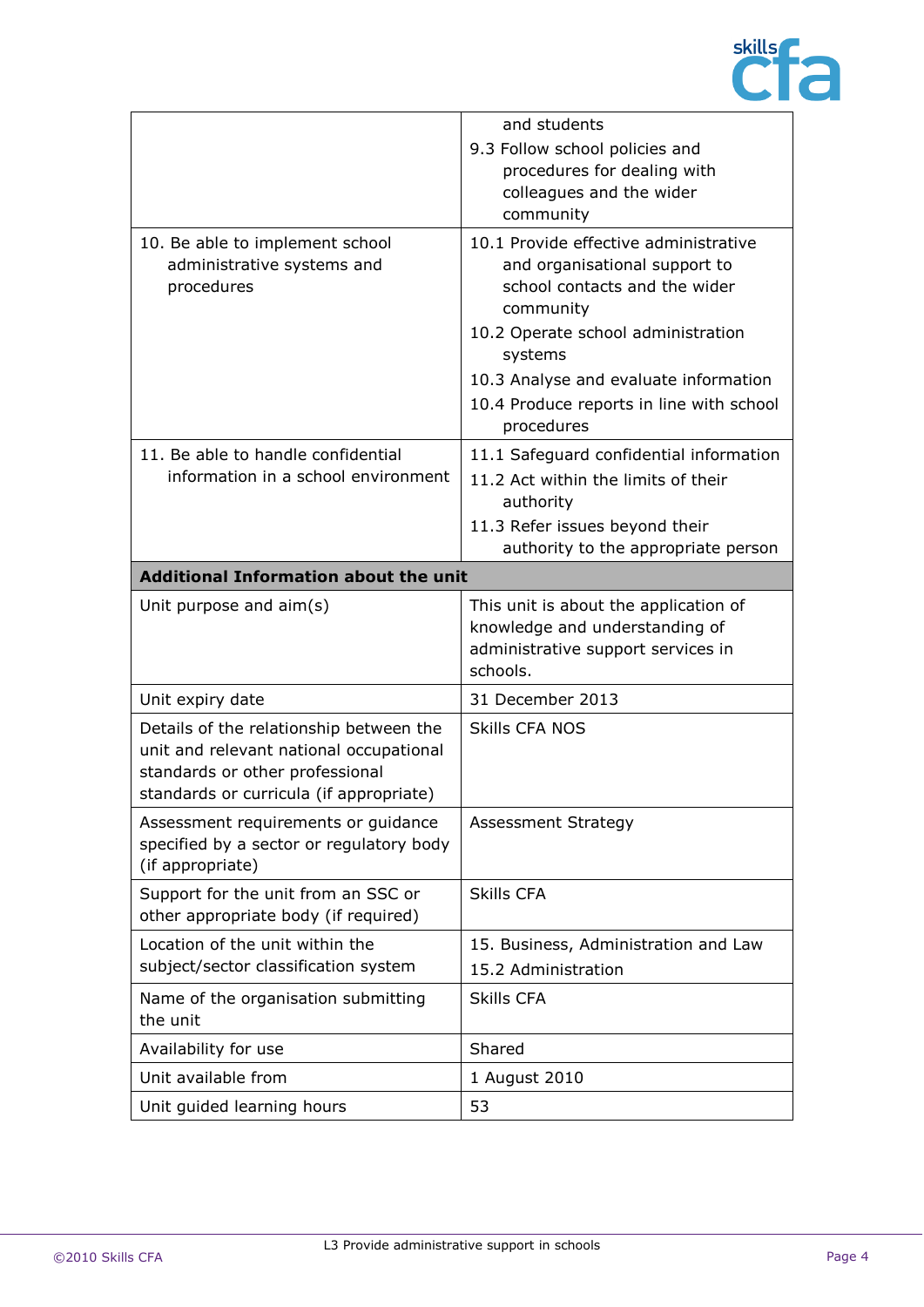| | |
|---|---|
| | and students<br>9.3 Follow school policies and procedures for dealing with colleagues and the wider community |
| 10. Be able to implement school administrative systems and procedures | 10.1 Provide effective administrative and organisational support to school contacts and the wider community<br>10.2 Operate school administration systems<br>10.3 Analyse and evaluate information<br>10.4 Produce reports in line with school procedures |
| 11. Be able to handle confidential information in a school environment | 11.1 Safeguard confidential information<br>11.2 Act within the limits of their authority<br>11.3 Refer issues beyond their authority to the appropriate person |
| **Additional Information about the unit** | |
| Unit purpose and aim(s) | This unit is about the application of knowledge and understanding of administrative support services in schools. |
| Unit expiry date | 31 December 2013 |
| Details of the relationship between the unit and relevant national occupational standards or other professional standards or curricula (if appropriate) | Skills CFA NOS |
| Assessment requirements or guidance specified by a sector or regulatory body (if appropriate) | Assessment Strategy |
| Support for the unit from an SSC or other appropriate body (if required) | Skills CFA |
| Location of the unit within the subject/sector classification system | 15. Business, Administration and Law<br>15.2 Administration |
| Name of the organisation submitting the unit | Skills CFA |
| Availability for use | Shared |
| Unit available from | 1 August 2010 |
| Unit guided learning hours | 53 |